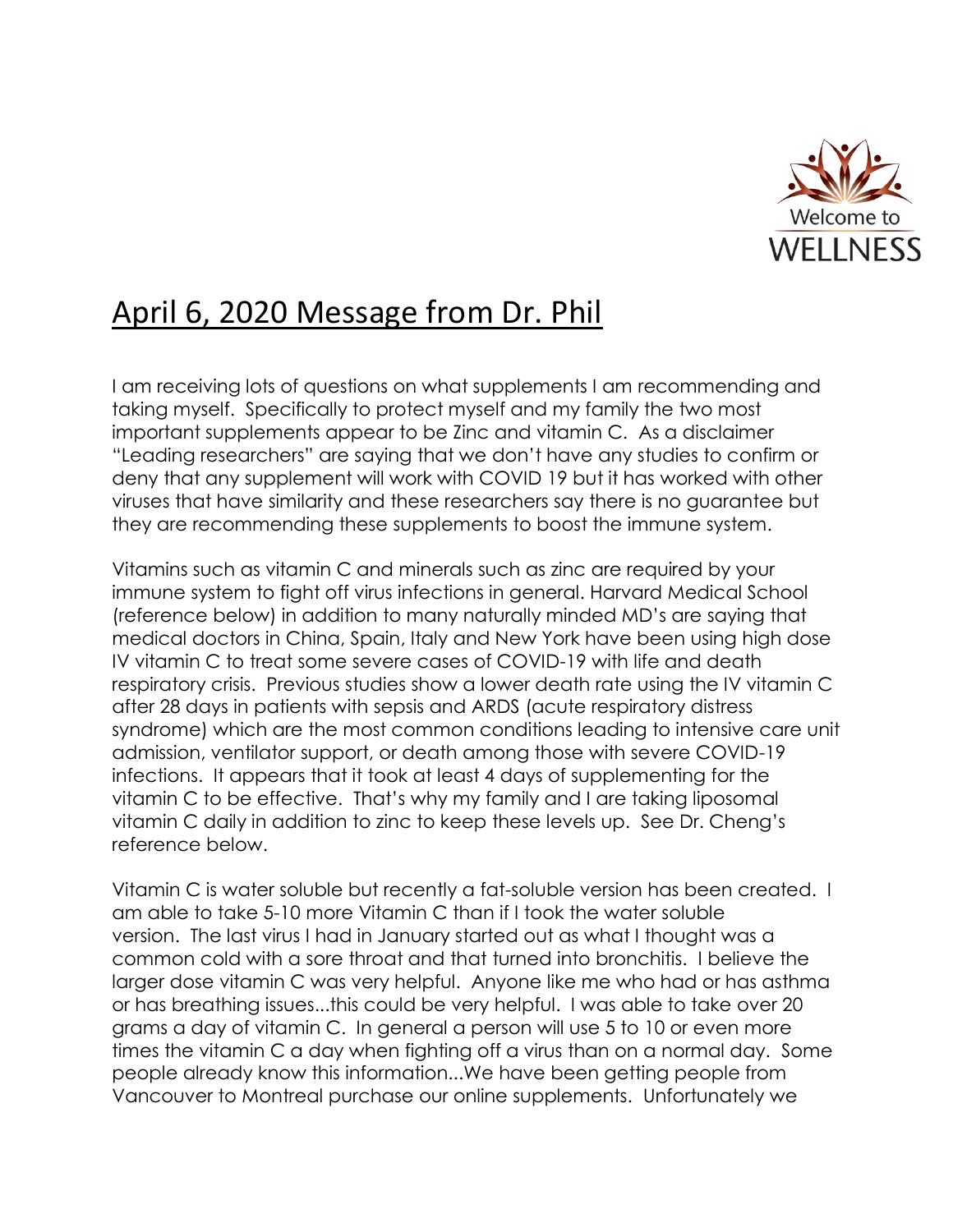Welcome to WELLNESS

# April 6, 2020 Message from Dr. Phil

I am receiving lots of questions on what supplements I am recommending and taking myself. Specifically to protect myself and my family the two most important supplements appear to be Zinc and vitamin C. As a disclaimer "Leading researchers" are saying that we don't have any studies to confirm or deny that any supplement will work with COVID 19 but it has worked with other viruses that have similarity and these researchers say there is no guarantee but they are recommending these supplements to boost the immune system.

Vitamins such as vitamin C and minerals such as zinc are required by your immune system to fight off virus infections in general. Harvard Medical School (reference below) in addition to many naturally minded MD's are saying that medical doctors in China, Spain, Italy and New York have been using high dose IV vitamin C to treat some severe cases of COVID-19 with life and death respiratory crisis. Previous studies show a lower death rate using the IV vitamin C after 28 days in patients with sepsis and ARDS (acute respiratory distress syndrome) which are the most common conditions leading to intensive care unit admission, ventilator support, or death among those with severe COVID-19 infections. It appears that it took at least 4 days of supplementing for the vitamin C to be effective. That's why my family and I are taking liposomal vitamin C daily in addition to zinc to keep these levels up. See Dr. Cheng's reference below.

Vitamin C is water soluble but recently a fat-soluble version has been created. I am able to take 5-10 more Vitamin C than if I took the water soluble version. The last virus I had in January started out as what I thought was a common cold with a sore throat and that turned into bronchitis. I believe the larger dose vitamin C was very helpful. Anyone like me who had or has asthma or has breathing issues...this could be very helpful. I was able to take over 20 grams a day of vitamin C. In general a person will use 5 to 10 or even more times the vitamin C a day when fighting off a virus than on a normal day. Some people already know this information...We have been getting people from Vancouver to Montreal purchase our online supplements. Unfortunately we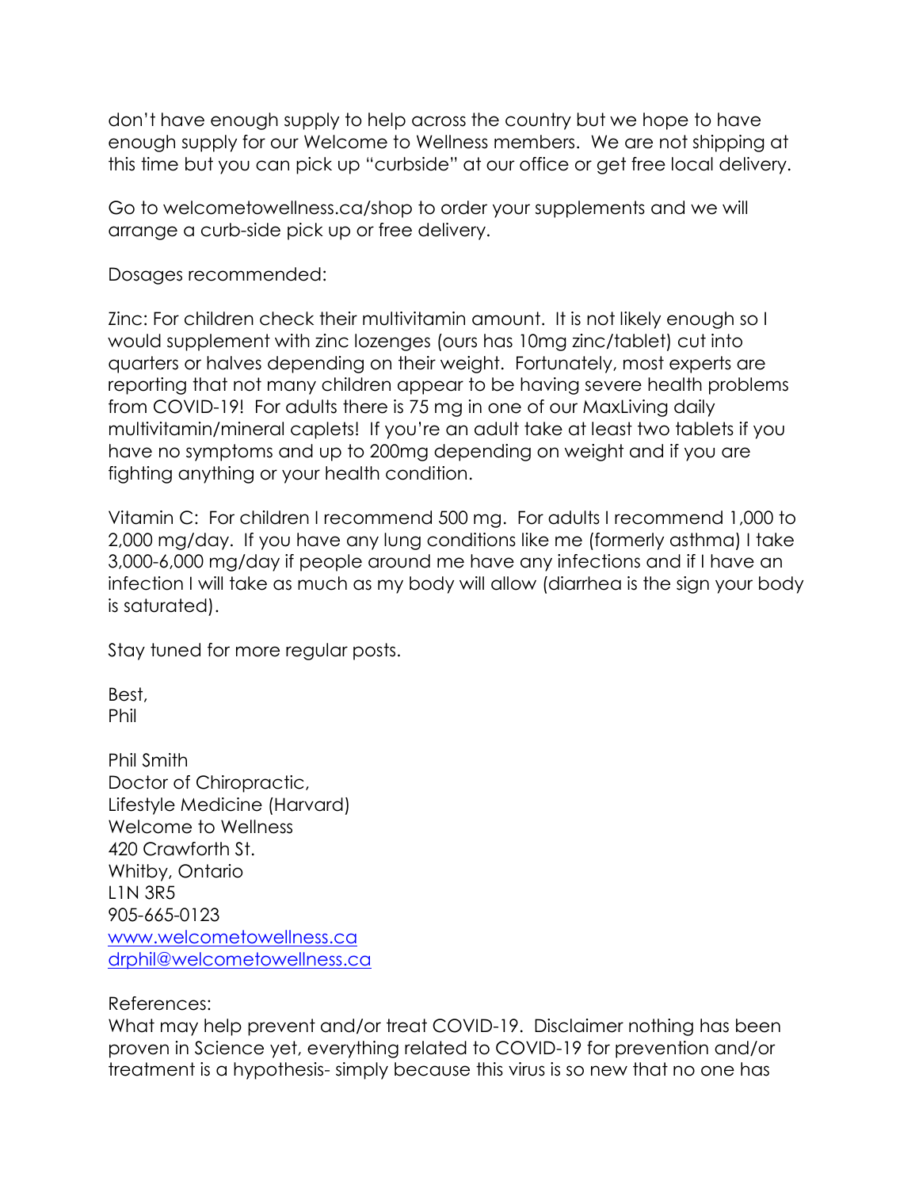don't have enough supply to help across the country but we hope to have enough supply for our Welcome to Wellness members. We are not shipping at this time but you can pick up "curbside" at our office or get free local delivery.

Go to welcometowellness.ca/shop to order your supplements and we will arrange a curb-side pick up or free delivery.

Dosages recommended:

Zinc: For children check their multivitamin amount. It is not likely enough so I would supplement with zinc lozenges (ours has 10mg zinc/tablet) cut into quarters or halves depending on their weight. Fortunately, most experts are reporting that not many children appear to be having severe health problems from COVID-19! For adults there is 75 mg in one of our MaxLiving daily multivitamin/mineral caplets! If you're an adult take at least two tablets if you have no symptoms and up to 200mg depending on weight and if you are fighting anything or your health condition.

Vitamin C: For children I recommend 500 mg. For adults I recommend 1,000 to 2,000 mg/day. If you have any lung conditions like me (formerly asthma) I take 3,000-6,000 mg/day if people around me have any infections and if I have an infection I will take as much as my body will allow (diarrhea is the sign your body is saturated).

Stay tuned for more regular posts.

Best,
Phil

Phil Smith
Doctor of Chiropractic,
Lifestyle Medicine (Harvard)
Welcome to Wellness
420 Crawforth St.
Whitby, Ontario
L1N 3R5
905-665-0123
[www.welcometowellness.ca](www.welcometowellness.ca)
[drphil@welcometowellness.ca](mailto:drphil@welcometowellness.ca)

References:
What may help prevent and/or treat COVID-19. Disclaimer nothing has been proven in Science yet, everything related to COVID-19 for prevention and/or treatment is a hypothesis- simply because this virus is so new that no one has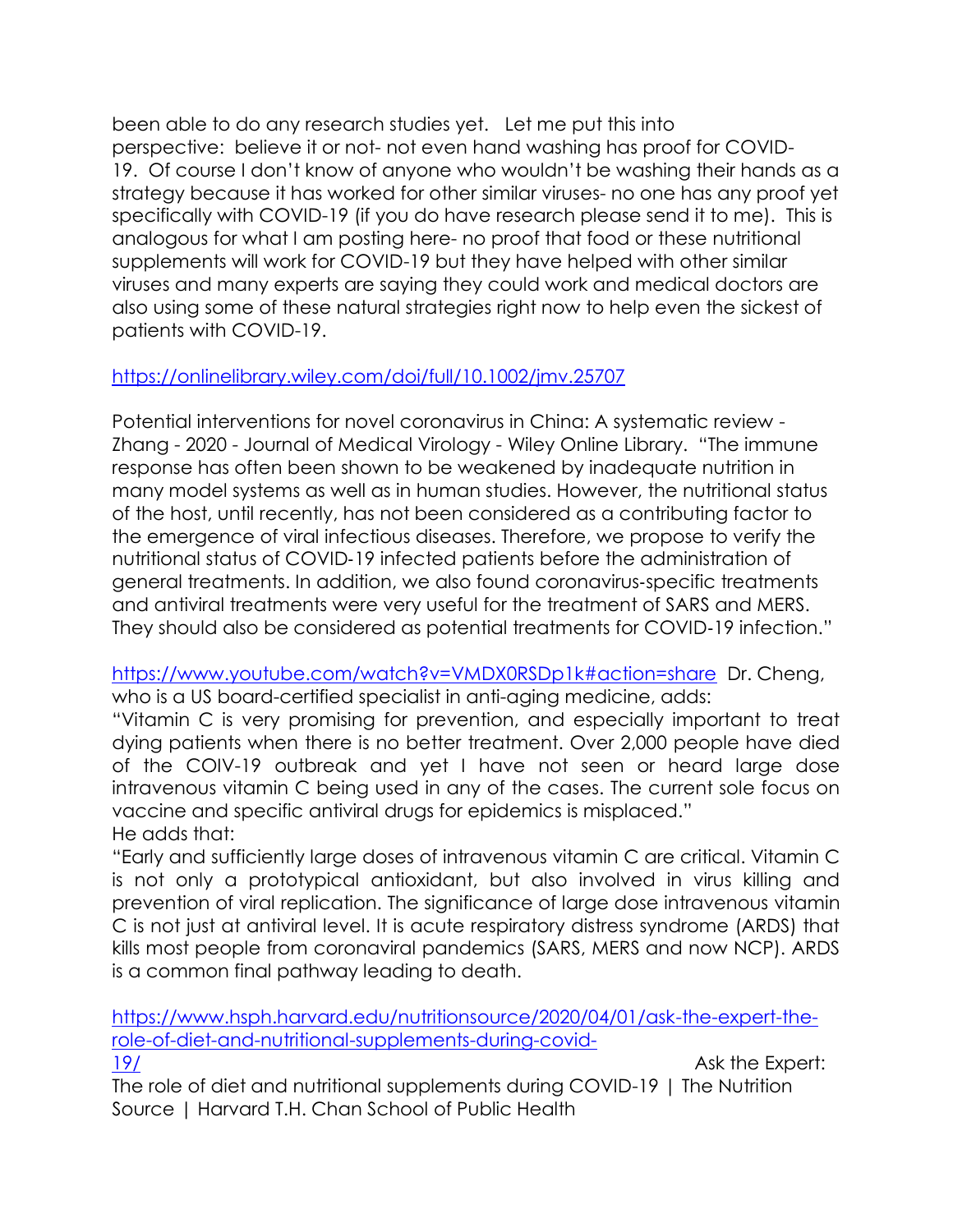been able to do any research studies yet. Let me put this into perspective: believe it or not- not even hand washing has proof for COVID-19. Of course I don't know of anyone who wouldn't be washing their hands as a strategy because it has worked for other similar viruses- no one has any proof yet specifically with COVID-19 (if you do have research please send it to me). This is analogous for what I am posting here- no proof that food or these nutritional supplements will work for COVID-19 but they have helped with other similar viruses and many experts are saying they could work and medical doctors are also using some of these natural strategies right now to help even the sickest of patients with COVID-19.

[https://onlinelibrary.wiley.com/doi/full/10.1002/jmv.25707](https://onlinelibrary.wiley.com/doi/full/10.1002/jmv.25707)

Potential interventions for novel coronavirus in China: A systematic review - Zhang - 2020 - Journal of Medical Virology - Wiley Online Library. "The immune response has often been shown to be weakened by inadequate nutrition in many model systems as well as in human studies. However, the nutritional status of the host, until recently, has not been considered as a contributing factor to the emergence of viral infectious diseases. Therefore, we propose to verify the nutritional status of COVID-19 infected patients before the administration of general treatments. In addition, we also found coronavirus-specific treatments and antiviral treatments were very useful for the treatment of SARS and MERS. They should also be considered as potential treatments for COVID-19 infection."

[https://www.youtube.com/watch?v=VMDX0RSDp1k#action=share](https://www.youtube.com/watch?v=VMDX0RSDp1k#action=share) Dr. Cheng, who is a US board-certified specialist in anti-aging medicine, adds:

"Vitamin C is very promising for prevention, and especially important to treat dying patients when there is no better treatment. Over 2,000 people have died of the COIV-19 outbreak and yet I have not seen or heard large dose intravenous vitamin C being used in any of the cases. The current sole focus on vaccine and specific antiviral drugs for epidemics is misplaced."

He adds that:

"Early and sufficiently large doses of intravenous vitamin C are critical. Vitamin C is not only a prototypical antioxidant, but also involved in virus killing and prevention of viral replication. The significance of large dose intravenous vitamin C is not just at antiviral level. It is acute respiratory distress syndrome (ARDS) that kills most people from coronaviral pandemics (SARS, MERS and now NCP). ARDS is a common final pathway leading to death.

[https://www.hsph.harvard.edu/nutritionsource/2020/04/01/ask-the-expert-the-role-of-diet-and-nutritional-supplements-during-covid-19/](https://www.hsph.harvard.edu/nutritionsource/2020/04/01/ask-the-expert-the-role-of-diet-and-nutritional-supplements-during-covid-19/) Ask the Expert: The role of diet and nutritional supplements during COVID-19 | The Nutrition Source | Harvard T.H. Chan School of Public Health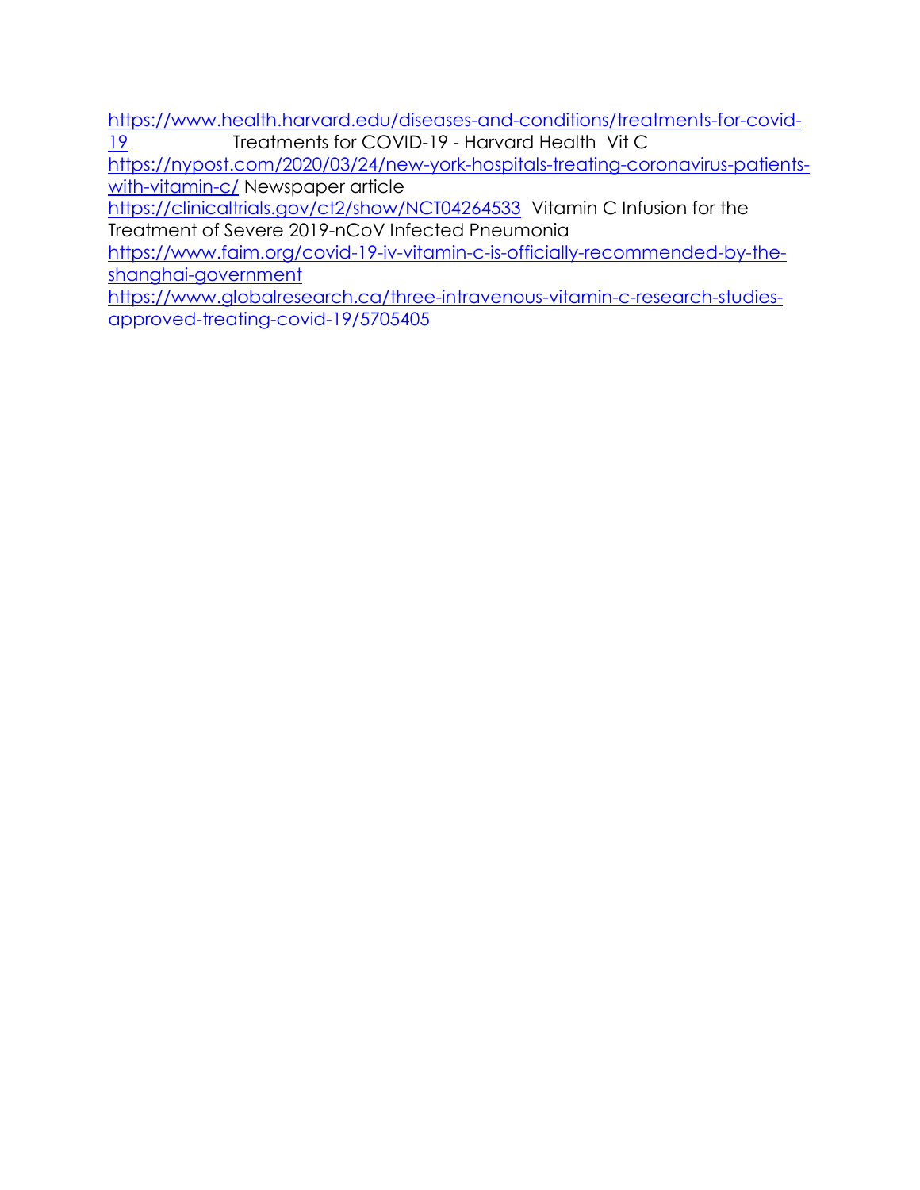https://www.health.harvard.edu/diseases-and-conditions/treatments-for-covid-19 Treatments for COVID-19 - Harvard Health Vit C

https://nypost.com/2020/03/24/new-york-hospitals-treating-coronavirus-patients-with-vitamin-c/ Newspaper article

https://clinicaltrials.gov/ct2/show/NCT04264533 Vitamin C Infusion for the Treatment of Severe 2019-nCoV Infected Pneumonia

https://www.faim.org/covid-19-iv-vitamin-c-is-officially-recommended-by-the-shanghai-government

https://www.globalresearch.ca/three-intravenous-vitamin-c-research-studies-approved-treating-covid-19/5705405